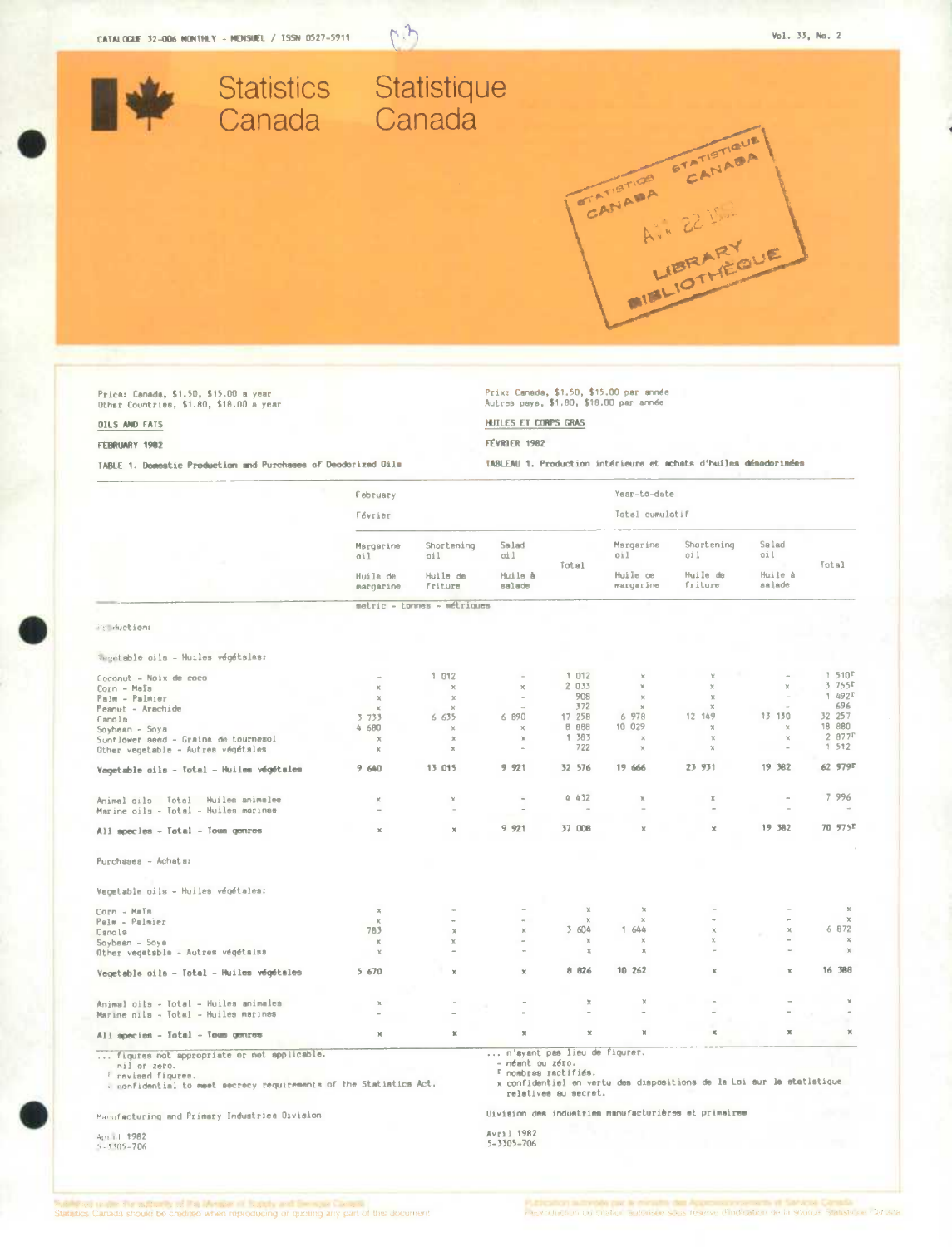CATALOGUE 32-006 MONTHLY - MENSUEL / ISSN 0527-5911

Vol. 33, No. 2

# Statistics Canada — Statistique Canada

STATISTICS CANADA STATISTIQUE CANADA
APR 22 1982
LIBRARY BIBLIOTHÈQUE

Price: Canada, $1.50, $15.00 a year
Other Countries, $1.80, $18.00 a year

Prix: Canada, $1.50, $15.00 par année
Autres pays, $1.80, $18.00 par année

## OILS AND FATS — HUILES ET CORPS GRAS

**FEBRUARY 1982 — FÉVRIER 1982**

### TABLE 1. Domestic Production and Purchases of Deodorized Oils — TABLEAU 1. Production intérieure et achats d'huiles désodorisées

| | February – Février | | | | Year-to-date – Total cumulatif | | | |
|---|---|---|---|---|---|---|---|---|
| | Margarine oil – Huile de margarine | Shortening oil – Huile de friture | Salad oil – Huile à salade | Total | Margarine oil – Huile de margarine | Shortening oil – Huile de friture | Salad oil – Huile à salade | Total |
| | metric - tonnes - métriques | | | | | | | |
| **Production:** | | | | | | | | |
| Vegetable oils - Huiles végétales: | | | | | | | | |
| Coconut - Noix de coco | - | 1 012 | - | 1 012 | x | x | - | 1 510r |
| Corn - Maïs | x | x | x | 2 033 | x | x | x | 3 755r |
| Palm - Palmier | x | x | - | 908 | x | x | - | 1 492r |
| Peanut - Arachide | x | x | - | 372 | x | x | - | 696 |
| Canola | 3 733 | 6 635 | 6 890 | 17 258 | 6 978 | 12 149 | 13 130 | 32 257 |
| Soybean - Soya | 4 680 | x | x | 8 888 | 10 029 | x | x | 18 880 |
| Sunflower seed - Graine de tournesol | x | x | x | 1 383 | x | x | x | 2 877r |
| Other vegetable - Autres végétales | x | x | - | 722 | x | x | - | 1 512 |
| **Vegetable oils - Total - Huiles végétales** | **9 640** | **13 015** | **9 921** | **32 576** | **19 666** | **23 931** | **19 382** | **62 979r** |
| Animal oils - Total - Huiles animales | x | x | - | 4 432 | x | x | - | 7 996 |
| Marine oils - Total - Huiles marines | - | - | - | - | - | - | - | - |
| **All species - Total - Tous genres** | **x** | **x** | **9 921** | **37 008** | **x** | **x** | **19 382** | **70 975r** |
| **Purchases - Achats:** | | | | | | | | |
| Vegetable oils - Huiles végétales: | | | | | | | | |
| Corn - Maïs | x | - | - | x | x | - | - | x |
| Palm - Palmier | x | - | - | x | x | - | - | x |
| Canola | 783 | x | x | 3 604 | 1 644 | x | x | 6 872 |
| Soybean - Soya | x | x | - | x | x | x | - | x |
| Other vegetable - Autres végétales | x | - | - | x | x | - | - | x |
| **Vegetable oils - Total - Huiles végétales** | **5 670** | **x** | **x** | **8 826** | **10 262** | **x** | **x** | **16 388** |
| Animal oils - Total - Huiles animales | x | - | - | x | x | - | - | x |
| Marine oils - Total - Huiles marines | - | - | - | - | - | - | - | - |
| **All species - Total - Tous genres** | **x** | **x** | **x** | **x** | **x** | **x** | **x** | **x** |

... figures not appropriate or not applicable.
- nil or zero.
r revised figures.
x confidential to meet secrecy requirements of the Statistics Act.

... n'ayant pas lieu de figurer.
- néant ou zéro.
r nombres rectifiés.
x confidentiel en vertu des dispositions de la Loi sur la statistique relatives au secret.

Manufacturing and Primary Industries Division

Division des industries manufacturières et primaires

April 1982
5-3305-706

Avril 1982
5-3305-706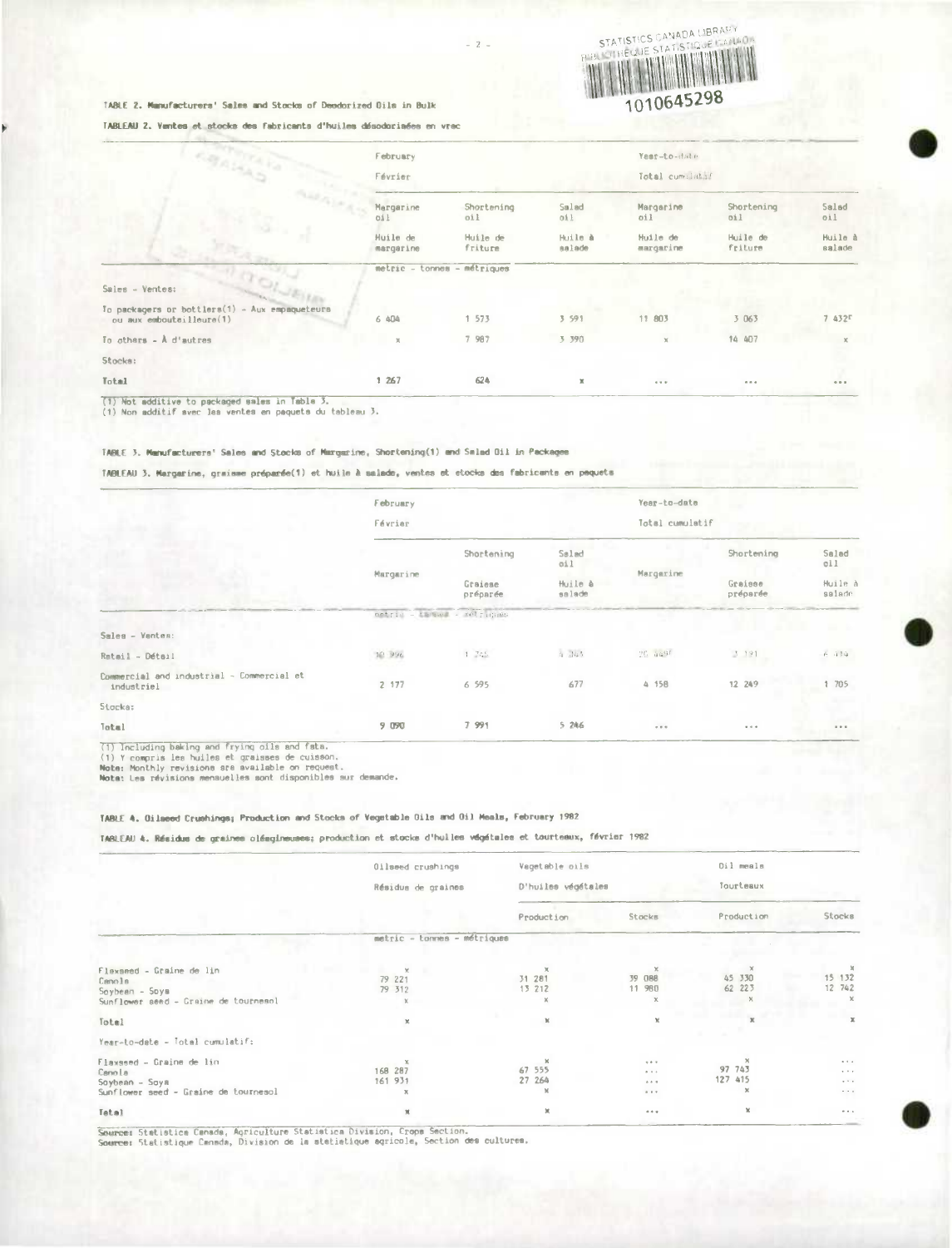TABLE 2. Manufacturers' Sales and Stocks of Deodorized Oils in Bulk

TABLEAU 2. Ventes et stocks des fabricants d'huiles désodorisées en vrac

| | February | | | Year-to-date | | |
|---|---|---|---|---|---|---|
| | Février | | | Total cumulatif | | |
| | Margarine oil | Shortening oil | Salad oil | Margarine oil | Shortening oil | Salad oil |
| | Huile de margarine | Huile de friture | Huile à salade | Huile de margarine | Huile de friture | Huile à salade |
| | metric - tonnes - métriques | | | | | |
| Sales - Ventes: | | | | | | |
| To packagers or bottlers(1) - Aux empaqueteurs ou aux embouteilleurs(1) | 6 404 | 1 573 | 3 591 | 11 803 | 3 063 | 7 432[r] |
| To others - À d'autres | x | 7 987 | 3 390 | x | 14 407 | x |
| Stocks: | | | | | | |
| Total | 1 267 | 624 | x | ... | ... | ... |

(1) Not additive to packaged sales in Table 3.
(1) Non additif avec les ventes en paquets du tableau 3.

TABLE 3. Manufacturers' Sales and Stocks of Margarine, Shortening(1) and Salad Oil in Packages

TABLEAU 3. Margarine, graisse préparée(1) et huile à salade, ventes et stocks des fabricants en paquets

| | February | | | Year-to-date | | |
|---|---|---|---|---|---|---|
| | Février | | | Total cumulatif | | |
| | Margarine | Shortening | Salad oil | Margarine | Shortening | Salad oil |
| | | Graisse préparée | Huile à salade | | Graisse préparée | Huile à salade |
| | metric - tonnes - métriques | | | | | |
| Sales - Ventes: | | | | | | |
| Retail - Détail | 10 996 | 1 745 | 3 365 | 20 889[r] | 3 191 | 6 414 |
| Commercial and industrial - Commercial et industriel | 2 177 | 6 595 | 677 | 4 158 | 12 249 | 1 705 |
| Stocks: | | | | | | |
| Total | 9 090 | 7 991 | 5 246 | ... | ... | ... |

(1) Including baking and frying oils and fats.
(1) Y compris les huiles et graisses de cuisson.
**Note:** Monthly revisions are available on request.
**Nota:** Les révisions mensuelles sont disponibles sur demande.

TABLE 4. Oilseed Crushings; Production and Stocks of Vegetable Oils and Oil Meals, February 1982

TABLEAU 4. Résidus de graines oléagineuses; production et stocks d'huiles végétales et tourteaux, février 1982

| | Oilseed crushings | Vegetable oils | | Oil meals | |
|---|---|---|---|---|---|
| | Résidus de graines | D'huiles végétales | | Tourteaux | |
| | | Production | Stocks | Production | Stocks |
| | metric - tonnes - métriques | | | | |
| Flaxseed - Graine de lin | x | x | x | x | x |
| Canola | 79 221 | 31 281 | 39 088 | 45 330 | 15 132 |
| Soybean - Soya | 79 312 | 13 212 | 11 980 | 62 223 | 12 742 |
| Sunflower seed - Graine de tournesol | x | x | x | x | x |
| Total | x | x | x | x | x |
| Year-to-date - Total cumulatif: | | | | | |
| Flaxseed - Graine de lin | x | x | ... | x | ... |
| Canola | 168 287 | 67 555 | ... | 97 743 | ... |
| Soybean - Soya | 161 931 | 27 264 | ... | 127 415 | ... |
| Sunflower seed - Graine de tournesol | x | x | ... | x | ... |
| Total | x | x | ... | x | ... |

**Source:** Statistics Canada, Agriculture Statistics Division, Crops Section.
**Source:** Statistique Canada, Division de la statistique agricole, Section des cultures.